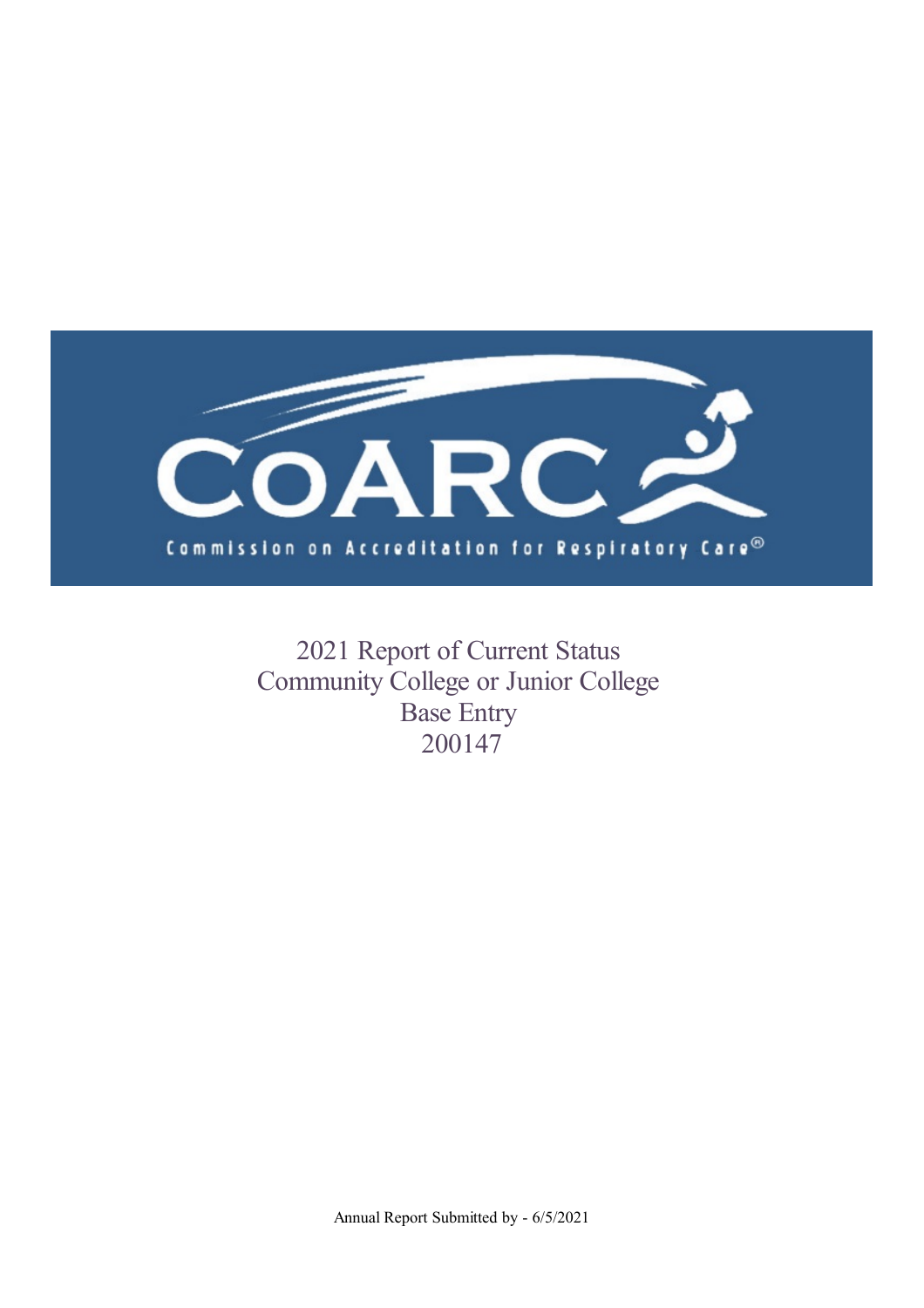CoARC

Commission on Accreditation for Respiratory Care®

# 2021 Report of Current Status
## Community College or Junior College
## Base Entry
## 200147

Annual Report Submitted by - 6/5/2021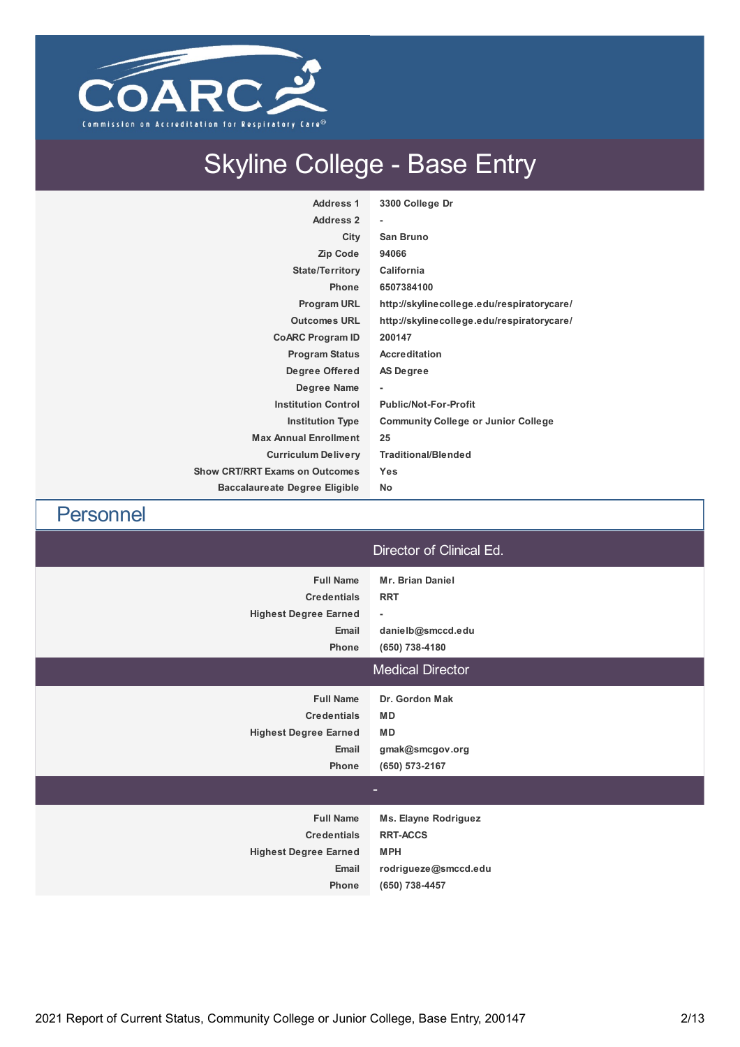# Skyline College - Base Entry

| | |
|---|---|
| Address 1 | 3300 College Dr |
| Address 2 | - |
| City | San Bruno |
| Zip Code | 94066 |
| State/Territory | California |
| Phone | 6507384100 |
| Program URL | http://skylinecollege.edu/respiratorycare/ |
| Outcomes URL | http://skylinecollege.edu/respiratorycare/ |
| CoARC Program ID | 200147 |
| Program Status | Accreditation |
| Degree Offered | AS Degree |
| Degree Name | - |
| Institution Control | Public/Not-For-Profit |
| Institution Type | Community College or Junior College |
| Max Annual Enrollment | 25 |
| Curriculum Delivery | Traditional/Blended |
| Show CRT/RRT Exams on Outcomes | Yes |
| Baccalaureate Degree Eligible | No |

## Personnel

### Director of Clinical Ed.

| | |
|---|---|
| Full Name | Mr. Brian Daniel |
| Credentials | RRT |
| Highest Degree Earned | - |
| Email | danielb@smccd.edu |
| Phone | (650) 738-4180 |

### Medical Director

| | |
|---|---|
| Full Name | Dr. Gordon Mak |
| Credentials | MD |
| Highest Degree Earned | MD |
| Email | gmak@smcgov.org |
| Phone | (650) 573-2167 |

### -

| | |
|---|---|
| Full Name | Ms. Elayne Rodriguez |
| Credentials | RRT-ACCS |
| Highest Degree Earned | MPH |
| Email | rodrigueze@smccd.edu |
| Phone | (650) 738-4457 |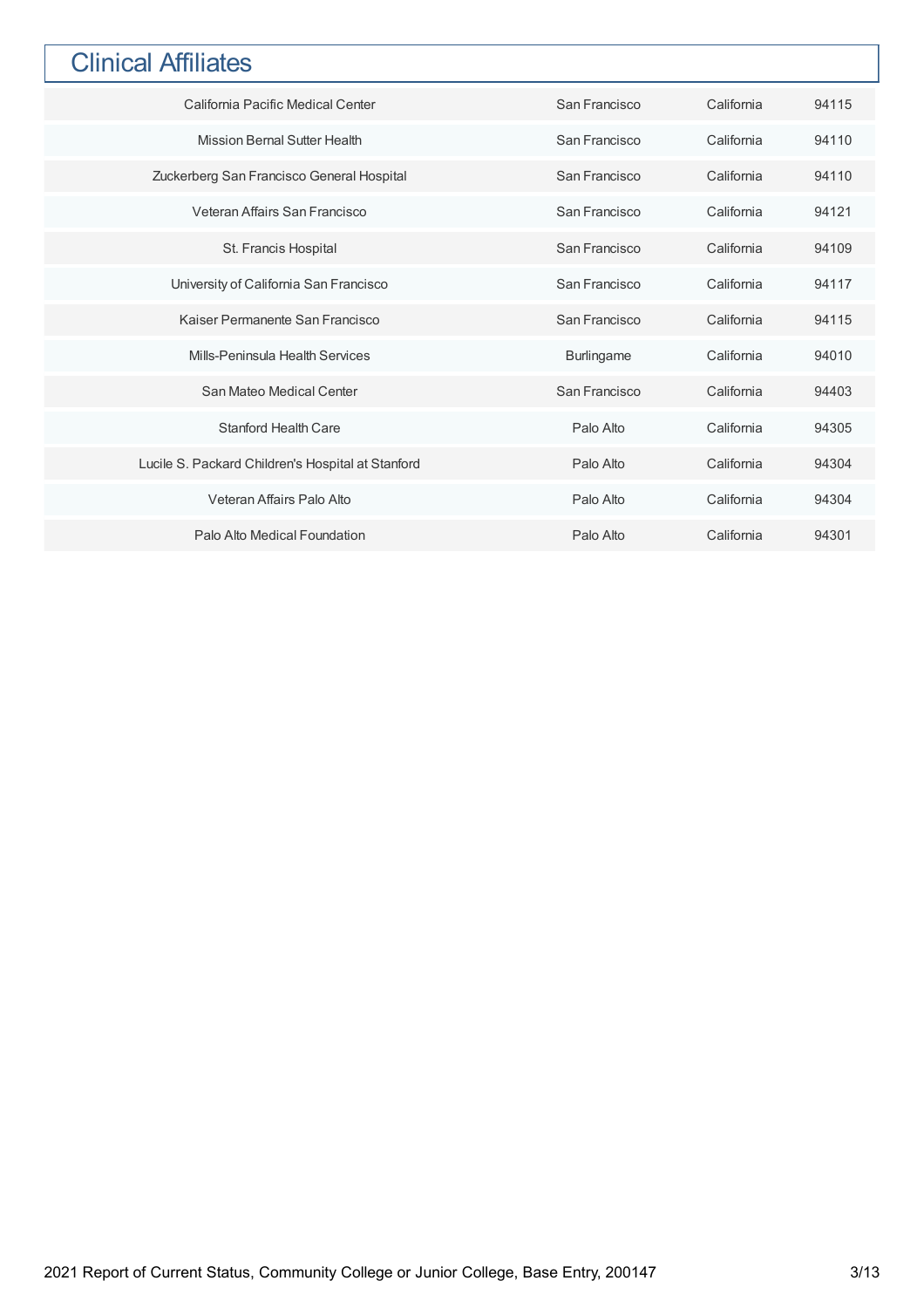## Clinical Affiliates

| | | | |
|---|---|---|---|
| California Pacific Medical Center | San Francisco | California | 94115 |
| Mission Bernal Sutter Health | San Francisco | California | 94110 |
| Zuckerberg San Francisco General Hospital | San Francisco | California | 94110 |
| Veteran Affairs San Francisco | San Francisco | California | 94121 |
| St. Francis Hospital | San Francisco | California | 94109 |
| University of California San Francisco | San Francisco | California | 94117 |
| Kaiser Permanente San Francisco | San Francisco | California | 94115 |
| Mills-Peninsula Health Services | Burlingame | California | 94010 |
| San Mateo Medical Center | San Francisco | California | 94403 |
| Stanford Health Care | Palo Alto | California | 94305 |
| Lucile S. Packard Children's Hospital at Stanford | Palo Alto | California | 94304 |
| Veteran Affairs Palo Alto | Palo Alto | California | 94304 |
| Palo Alto Medical Foundation | Palo Alto | California | 94301 |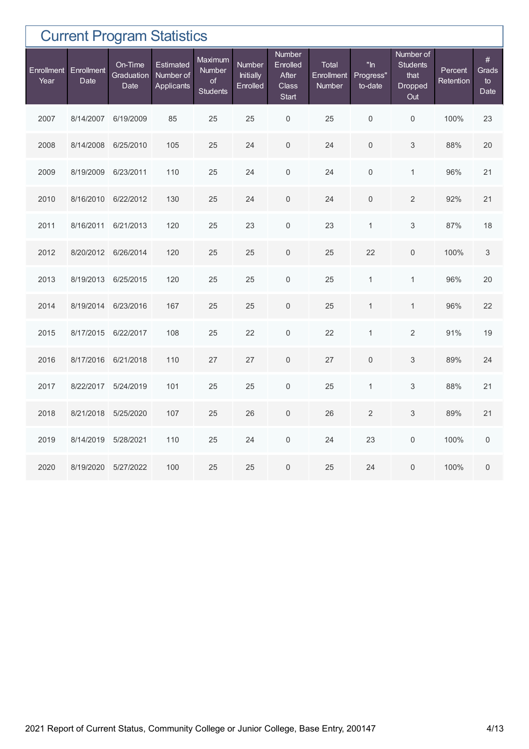## Current Program Statistics

| Enrollment Year | Enrollment Date | On-Time Graduation Date | Estimated Number of Applicants | Maximum Number of Students | Number Initially Enrolled | Number Enrolled After Class Start | Total Enrollment Number | "In Progress" to-date | Number of Students that Dropped Out | Percent Retention | # Grads to Date |
|---|---|---|---|---|---|---|---|---|---|---|---|
| 2007 | 8/14/2007 | 6/19/2009 | 85 | 25 | 25 | 0 | 25 | 0 | 0 | 100% | 23 |
| 2008 | 8/14/2008 | 6/25/2010 | 105 | 25 | 24 | 0 | 24 | 0 | 3 | 88% | 20 |
| 2009 | 8/19/2009 | 6/23/2011 | 110 | 25 | 24 | 0 | 24 | 0 | 1 | 96% | 21 |
| 2010 | 8/16/2010 | 6/22/2012 | 130 | 25 | 24 | 0 | 24 | 0 | 2 | 92% | 21 |
| 2011 | 8/16/2011 | 6/21/2013 | 120 | 25 | 23 | 0 | 23 | 1 | 3 | 87% | 18 |
| 2012 | 8/20/2012 | 6/26/2014 | 120 | 25 | 25 | 0 | 25 | 22 | 0 | 100% | 3 |
| 2013 | 8/19/2013 | 6/25/2015 | 120 | 25 | 25 | 0 | 25 | 1 | 1 | 96% | 20 |
| 2014 | 8/19/2014 | 6/23/2016 | 167 | 25 | 25 | 0 | 25 | 1 | 1 | 96% | 22 |
| 2015 | 8/17/2015 | 6/22/2017 | 108 | 25 | 22 | 0 | 22 | 1 | 2 | 91% | 19 |
| 2016 | 8/17/2016 | 6/21/2018 | 110 | 27 | 27 | 0 | 27 | 0 | 3 | 89% | 24 |
| 2017 | 8/22/2017 | 5/24/2019 | 101 | 25 | 25 | 0 | 25 | 1 | 3 | 88% | 21 |
| 2018 | 8/21/2018 | 5/25/2020 | 107 | 25 | 26 | 0 | 26 | 2 | 3 | 89% | 21 |
| 2019 | 8/14/2019 | 5/28/2021 | 110 | 25 | 24 | 0 | 24 | 23 | 0 | 100% | 0 |
| 2020 | 8/19/2020 | 5/27/2022 | 100 | 25 | 25 | 0 | 25 | 24 | 0 | 100% | 0 |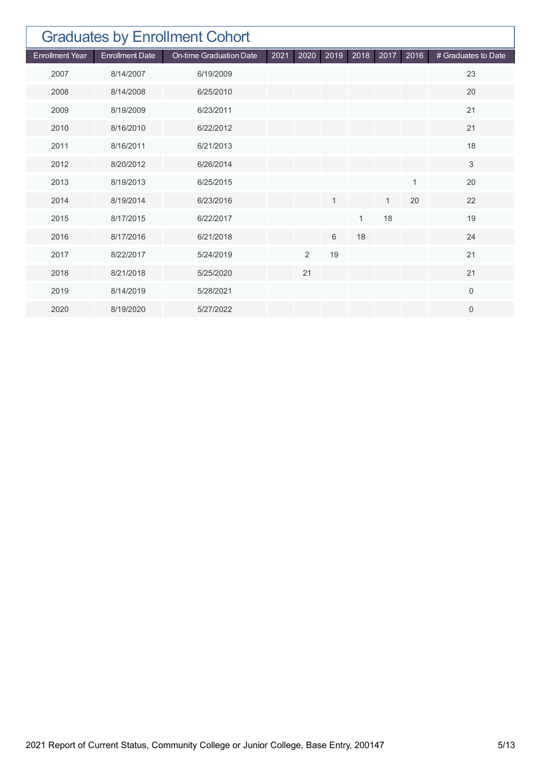## Graduates by Enrollment Cohort

| Enrollment Year | Enrollment Date | On-time Graduation Date | 2021 | 2020 | 2019 | 2018 | 2017 | 2016 | # Graduates to Date |
|---|---|---|---|---|---|---|---|---|---|
| 2007 | 8/14/2007 | 6/19/2009 | | | | | | | 23 |
| 2008 | 8/14/2008 | 6/25/2010 | | | | | | | 20 |
| 2009 | 8/19/2009 | 6/23/2011 | | | | | | | 21 |
| 2010 | 8/16/2010 | 6/22/2012 | | | | | | | 21 |
| 2011 | 8/16/2011 | 6/21/2013 | | | | | | | 18 |
| 2012 | 8/20/2012 | 6/26/2014 | | | | | | | 3 |
| 2013 | 8/19/2013 | 6/25/2015 | | | | | | 1 | 20 |
| 2014 | 8/19/2014 | 6/23/2016 | | | 1 | | 1 | 20 | 22 |
| 2015 | 8/17/2015 | 6/22/2017 | | | | 1 | 18 | | 19 |
| 2016 | 8/17/2016 | 6/21/2018 | | | 6 | 18 | | | 24 |
| 2017 | 8/22/2017 | 5/24/2019 | | 2 | 19 | | | | 21 |
| 2018 | 8/21/2018 | 5/25/2020 | | 21 | | | | | 21 |
| 2019 | 8/14/2019 | 5/28/2021 | | | | | | | 0 |
| 2020 | 8/19/2020 | 5/27/2022 | | | | | | | 0 |

2021 Report of Current Status, Community College or Junior College, Base Entry, 200147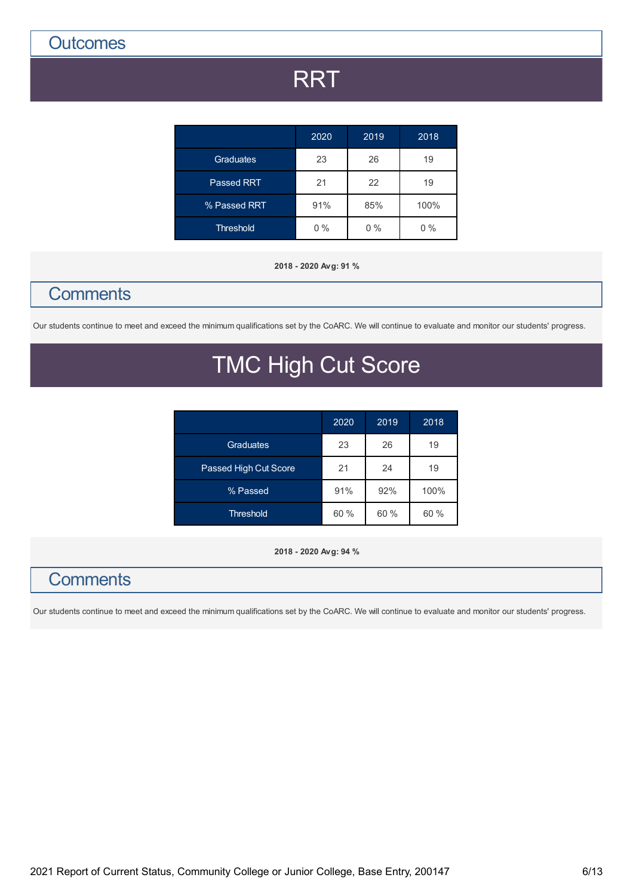## Outcomes

# RRT

| | 2020 | 2019 | 2018 |
|---|---|---|---|
| Graduates | 23 | 26 | 19 |
| Passed RRT | 21 | 22 | 19 |
| % Passed RRT | 91% | 85% | 100% |
| Threshold | 0 % | 0 % | 0 % |

**2018 - 2020 Avg: 91 %**

## Comments

Our students continue to meet and exceed the minimum qualifications set by the CoARC. We will continue to evaluate and monitor our students' progress.

# TMC High Cut Score

| | 2020 | 2019 | 2018 |
|---|---|---|---|
| Graduates | 23 | 26 | 19 |
| Passed High Cut Score | 21 | 24 | 19 |
| % Passed | 91% | 92% | 100% |
| Threshold | 60 % | 60 % | 60 % |

**2018 - 2020 Avg: 94 %**

## Comments

Our students continue to meet and exceed the minimum qualifications set by the CoARC. We will continue to evaluate and monitor our students' progress.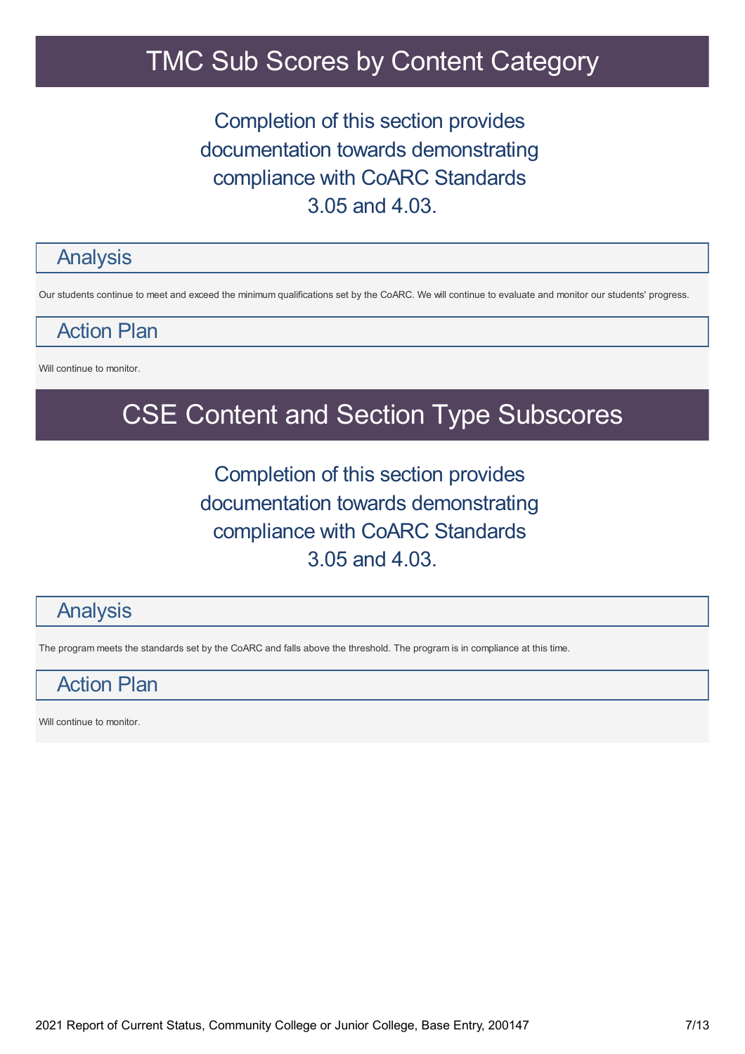# TMC Sub Scores by Content Category

Completion of this section provides documentation towards demonstrating compliance with CoARC Standards 3.05 and 4.03.

## Analysis

Our students continue to meet and exceed the minimum qualifications set by the CoARC. We will continue to evaluate and monitor our students' progress.

## Action Plan

Will continue to monitor.

# CSE Content and Section Type Subscores

Completion of this section provides documentation towards demonstrating compliance with CoARC Standards 3.05 and 4.03.

## Analysis

The program meets the standards set by the CoARC and falls above the threshold. The program is in compliance at this time.

## Action Plan

Will continue to monitor.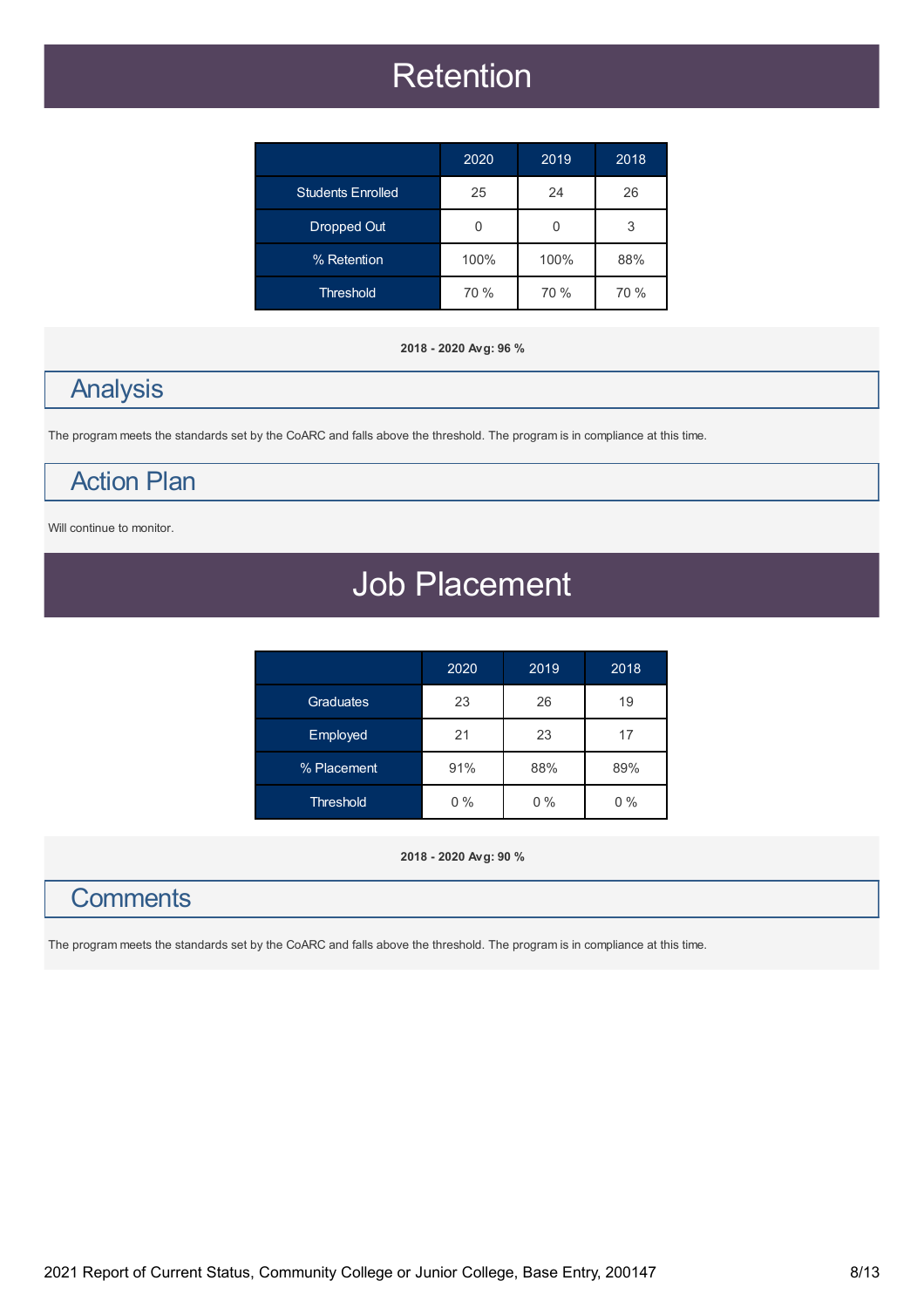# Retention

| | 2020 | 2019 | 2018 |
|---|---|---|---|
| Students Enrolled | 25 | 24 | 26 |
| Dropped Out | 0 | 0 | 3 |
| % Retention | 100% | 100% | 88% |
| Threshold | 70 % | 70 % | 70 % |

**2018 - 2020 Avg: 96 %**

## Analysis

The program meets the standards set by the CoARC and falls above the threshold. The program is in compliance at this time.

## Action Plan

Will continue to monitor.

# Job Placement

| | 2020 | 2019 | 2018 |
|---|---|---|---|
| Graduates | 23 | 26 | 19 |
| Employed | 21 | 23 | 17 |
| % Placement | 91% | 88% | 89% |
| Threshold | 0 % | 0 % | 0 % |

**2018 - 2020 Avg: 90 %**

## Comments

The program meets the standards set by the CoARC and falls above the threshold. The program is in compliance at this time.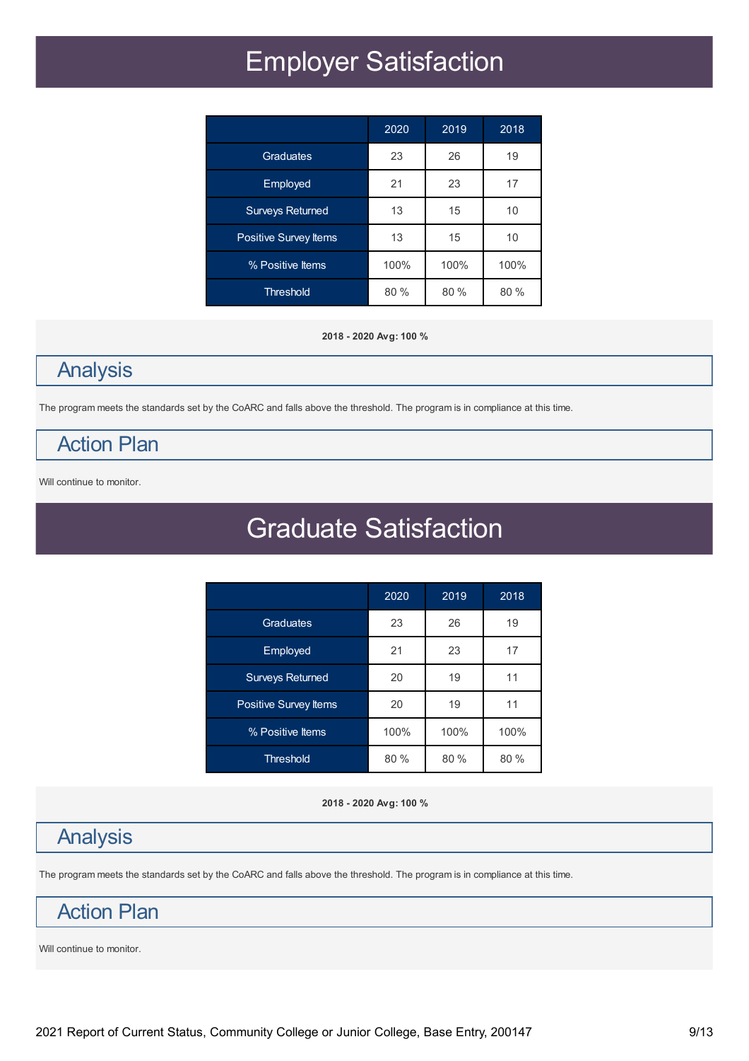# Employer Satisfaction

| | 2020 | 2019 | 2018 |
|---|---|---|---|
| Graduates | 23 | 26 | 19 |
| Employed | 21 | 23 | 17 |
| Surveys Returned | 13 | 15 | 10 |
| Positive Survey Items | 13 | 15 | 10 |
| % Positive Items | 100% | 100% | 100% |
| Threshold | 80 % | 80 % | 80 % |

**2018 - 2020 Avg: 100 %**

## Analysis

The program meets the standards set by the CoARC and falls above the threshold. The program is in compliance at this time.

## Action Plan

Will continue to monitor.

# Graduate Satisfaction

| | 2020 | 2019 | 2018 |
|---|---|---|---|
| Graduates | 23 | 26 | 19 |
| Employed | 21 | 23 | 17 |
| Surveys Returned | 20 | 19 | 11 |
| Positive Survey Items | 20 | 19 | 11 |
| % Positive Items | 100% | 100% | 100% |
| Threshold | 80 % | 80 % | 80 % |

**2018 - 2020 Avg: 100 %**

## Analysis

The program meets the standards set by the CoARC and falls above the threshold. The program is in compliance at this time.

## Action Plan

Will continue to monitor.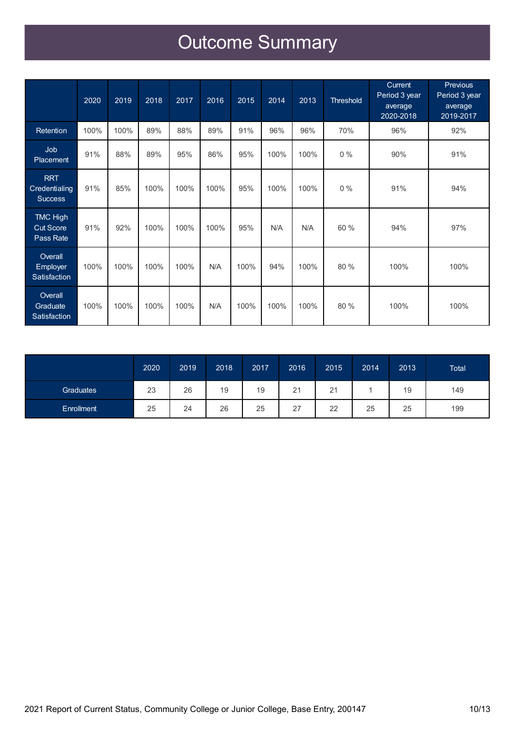# Outcome Summary

| | 2020 | 2019 | 2018 | 2017 | 2016 | 2015 | 2014 | 2013 | Threshold | Current Period 3 year average 2020-2018 | Previous Period 3 year average 2019-2017 |
|---|---|---|---|---|---|---|---|---|---|---|---|
| Retention | 100% | 100% | 89% | 88% | 89% | 91% | 96% | 96% | 70% | 96% | 92% |
| Job Placement | 91% | 88% | 89% | 95% | 86% | 95% | 100% | 100% | 0 % | 90% | 91% |
| RRT Credentialing Success | 91% | 85% | 100% | 100% | 100% | 95% | 100% | 100% | 0 % | 91% | 94% |
| TMC High Cut Score Pass Rate | 91% | 92% | 100% | 100% | 100% | 95% | N/A | N/A | 60 % | 94% | 97% |
| Overall Employer Satisfaction | 100% | 100% | 100% | 100% | N/A | 100% | 94% | 100% | 80 % | 100% | 100% |
| Overall Graduate Satisfaction | 100% | 100% | 100% | 100% | N/A | 100% | 100% | 100% | 80 % | 100% | 100% |

| | 2020 | 2019 | 2018 | 2017 | 2016 | 2015 | 2014 | 2013 | Total |
|---|---|---|---|---|---|---|---|---|---|
| Graduates | 23 | 26 | 19 | 19 | 21 | 21 | 1 | 19 | 149 |
| Enrollment | 25 | 24 | 26 | 25 | 27 | 22 | 25 | 25 | 199 |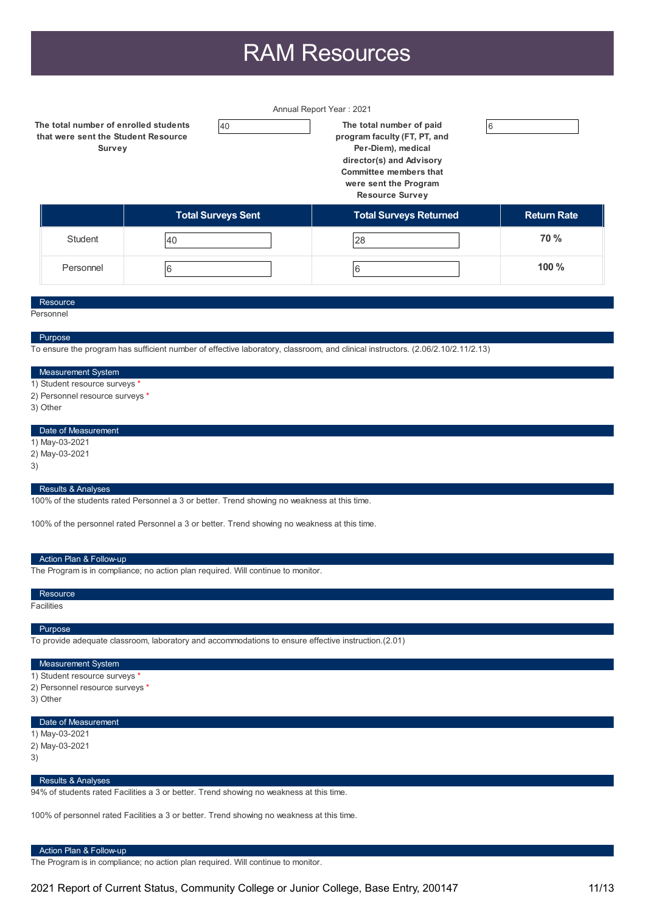# RAM Resources

Annual Report Year : 2021

**The total number of enrolled students that were sent the Student Resource Survey**: 40

**The total number of paid program faculty (FT, PT, and Per-Diem), medical director(s) and Advisory Committee members that were sent the Program Resource Survey**: 6

| | Total Surveys Sent | Total Surveys Returned | Return Rate |
|---|---|---|---|
| Student | 40 | 28 | **70 %** |
| Personnel | 6 | 6 | **100 %** |

### Resource

Personnel

### Purpose

To ensure the program has sufficient number of effective laboratory, classroom, and clinical instructors. (2.06/2.10/2.11/2.13)

### Measurement System

1) Student resource surveys *
2) Personnel resource surveys *
3) Other

### Date of Measurement

1) May-03-2021
2) May-03-2021
3)

### Results & Analyses

100% of the students rated Personnel a 3 or better. Trend showing no weakness at this time.

100% of the personnel rated Personnel a 3 or better. Trend showing no weakness at this time.

### Action Plan & Follow-up

The Program is in compliance; no action plan required. Will continue to monitor.

### Resource

Facilities

### Purpose

To provide adequate classroom, laboratory and accommodations to ensure effective instruction.(2.01)

### Measurement System

1) Student resource surveys *
2) Personnel resource surveys *
3) Other

### Date of Measurement

1) May-03-2021
2) May-03-2021
3)

### Results & Analyses

94% of students rated Facilities a 3 or better. Trend showing no weakness at this time.

100% of personnel rated Facilities a 3 or better. Trend showing no weakness at this time.

### Action Plan & Follow-up

The Program is in compliance; no action plan required. Will continue to monitor.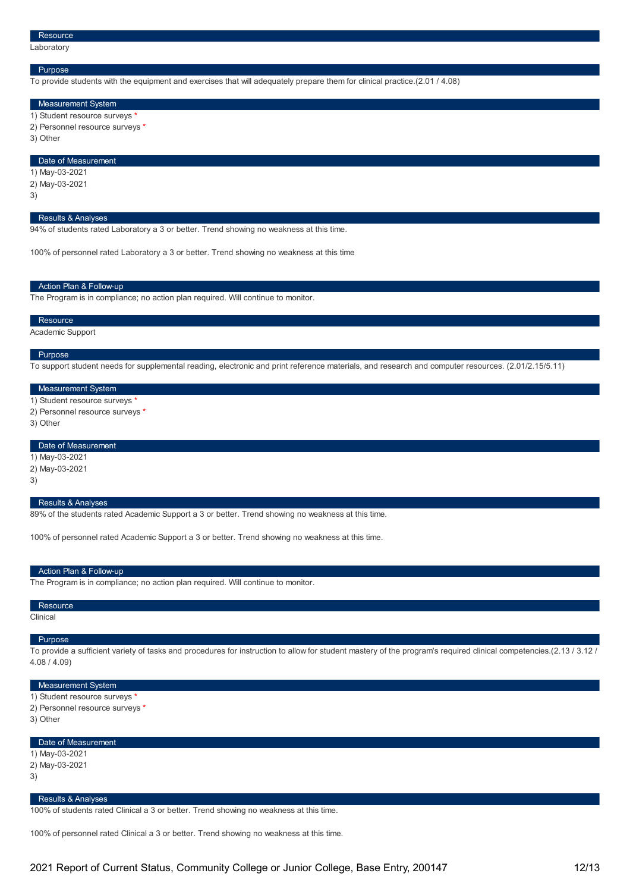### Resource

Laboratory

### Purpose

To provide students with the equipment and exercises that will adequately prepare them for clinical practice.(2.01 / 4.08)

### Measurement System

1) Student resource surveys *
2) Personnel resource surveys *
3) Other

### Date of Measurement

1) May-03-2021
2) May-03-2021
3)

### Results & Analyses

94% of students rated Laboratory a 3 or better. Trend showing no weakness at this time.

100% of personnel rated Laboratory a 3 or better. Trend showing no weakness at this time

### Action Plan & Follow-up

The Program is in compliance; no action plan required. Will continue to monitor.

### Resource

Academic Support

### Purpose

To support student needs for supplemental reading, electronic and print reference materials, and research and computer resources. (2.01/2.15/5.11)

### Measurement System

1) Student resource surveys *
2) Personnel resource surveys *
3) Other

### Date of Measurement

1) May-03-2021
2) May-03-2021
3)

### Results & Analyses

89% of the students rated Academic Support a 3 or better. Trend showing no weakness at this time.

100% of personnel rated Academic Support a 3 or better. Trend showing no weakness at this time.

### Action Plan & Follow-up

The Program is in compliance; no action plan required. Will continue to monitor.

### Resource

Clinical

### Purpose

To provide a sufficient variety of tasks and procedures for instruction to allow for student mastery of the program's required clinical competencies.(2.13 / 3.12 / 4.08 / 4.09)

### Measurement System

1) Student resource surveys *
2) Personnel resource surveys *
3) Other

### Date of Measurement

1) May-03-2021
2) May-03-2021
3)

### Results & Analyses

100% of students rated Clinical a 3 or better. Trend showing no weakness at this time.

100% of personnel rated Clinical a 3 or better. Trend showing no weakness at this time.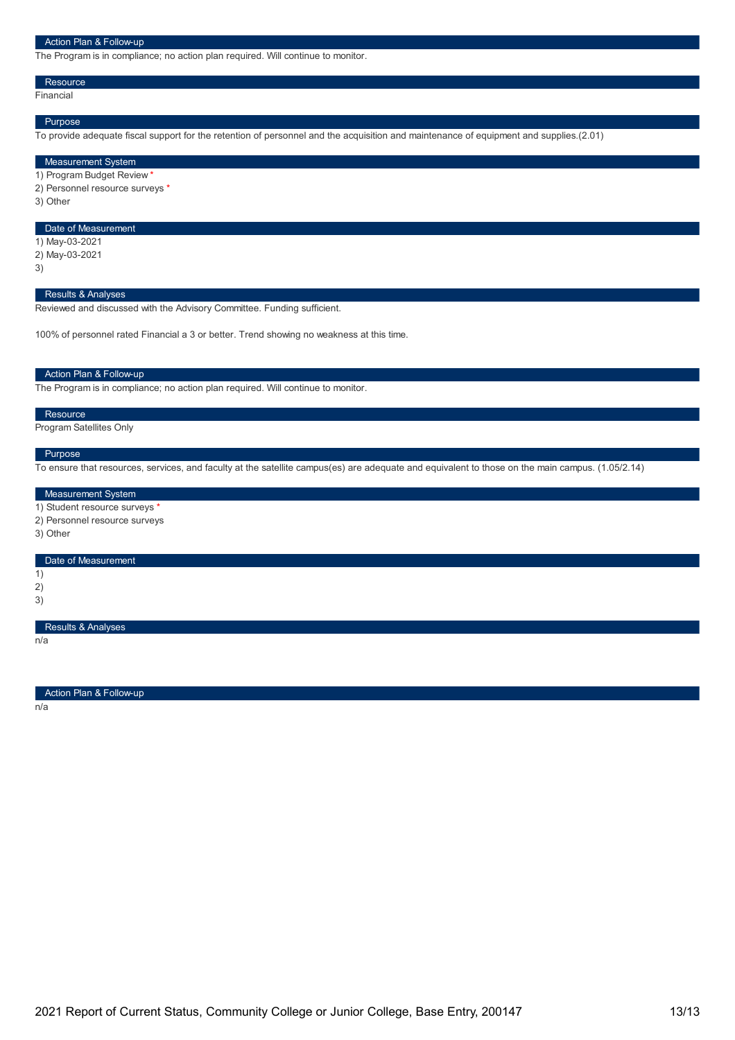#### Action Plan & Follow-up

The Program is in compliance; no action plan required. Will continue to monitor.

#### Resource

Financial

#### Purpose

To provide adequate fiscal support for the retention of personnel and the acquisition and maintenance of equipment and supplies.(2.01)

#### Measurement System

1) Program Budget Review *
2) Personnel resource surveys *
3) Other

#### Date of Measurement

1) May-03-2021
2) May-03-2021
3)

#### Results & Analyses

Reviewed and discussed with the Advisory Committee. Funding sufficient.

100% of personnel rated Financial a 3 or better. Trend showing no weakness at this time.

#### Action Plan & Follow-up

The Program is in compliance; no action plan required. Will continue to monitor.

#### Resource

Program Satellites Only

#### Purpose

To ensure that resources, services, and faculty at the satellite campus(es) are adequate and equivalent to those on the main campus. (1.05/2.14)

#### Measurement System

1) Student resource surveys *
2) Personnel resource surveys
3) Other

#### Date of Measurement

1)
2)
3)

#### Results & Analyses

n/a

#### Action Plan & Follow-up

n/a